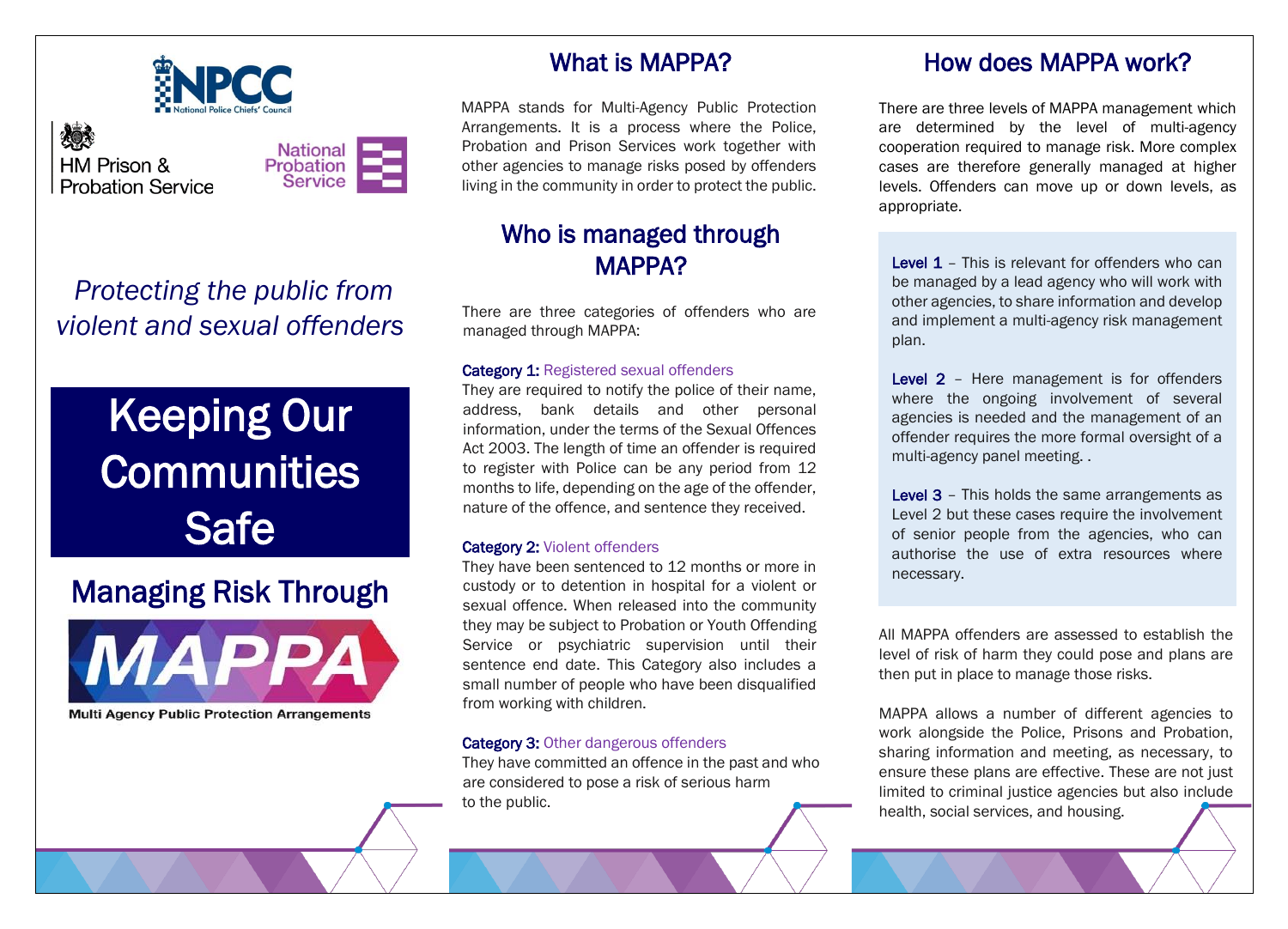NPCC National Police Chiefs' Council

HM Prison & Probation Service

National Probation Service

*Protecting the public from violent and sexual offenders*

# Keeping Our Communities Safe

## Managing Risk Through

MAPPA

Multi Agency Public Protection Arrangements

## What is MAPPA?

MAPPA stands for Multi-Agency Public Protection Arrangements. It is a process where the Police, Probation and Prison Services work together with other agencies to manage risks posed by offenders living in the community in order to protect the public.

## Who is managed through MAPPA?

There are three categories of offenders who are managed through MAPPA:

**Category 1:** Registered sexual offenders

They are required to notify the police of their name, address, bank details and other personal information, under the terms of the Sexual Offences Act 2003. The length of time an offender is required to register with Police can be any period from 12 months to life, depending on the age of the offender, nature of the offence, and sentence they received.

**Category 2:** Violent offenders

They have been sentenced to 12 months or more in custody or to detention in hospital for a violent or sexual offence. When released into the community they may be subject to Probation or Youth Offending Service or psychiatric supervision until their sentence end date. This Category also includes a small number of people who have been disqualified from working with children.

**Category 3:** Other dangerous offenders

They have committed an offence in the past and who are considered to pose a risk of serious harm to the public.

## How does MAPPA work?

There are three levels of MAPPA management which are determined by the level of multi-agency cooperation required to manage risk. More complex cases are therefore generally managed at higher levels. Offenders can move up or down levels, as appropriate.

**Level 1** – This is relevant for offenders who can be managed by a lead agency who will work with other agencies, to share information and develop and implement a multi-agency risk management plan.

**Level 2** – Here management is for offenders where the ongoing involvement of several agencies is needed and the management of an offender requires the more formal oversight of a multi-agency panel meeting. .

**Level 3** – This holds the same arrangements as Level 2 but these cases require the involvement of senior people from the agencies, who can authorise the use of extra resources where necessary.

All MAPPA offenders are assessed to establish the level of risk of harm they could pose and plans are then put in place to manage those risks.

MAPPA allows a number of different agencies to work alongside the Police, Prisons and Probation, sharing information and meeting, as necessary, to ensure these plans are effective. These are not just limited to criminal justice agencies but also include health, social services, and housing.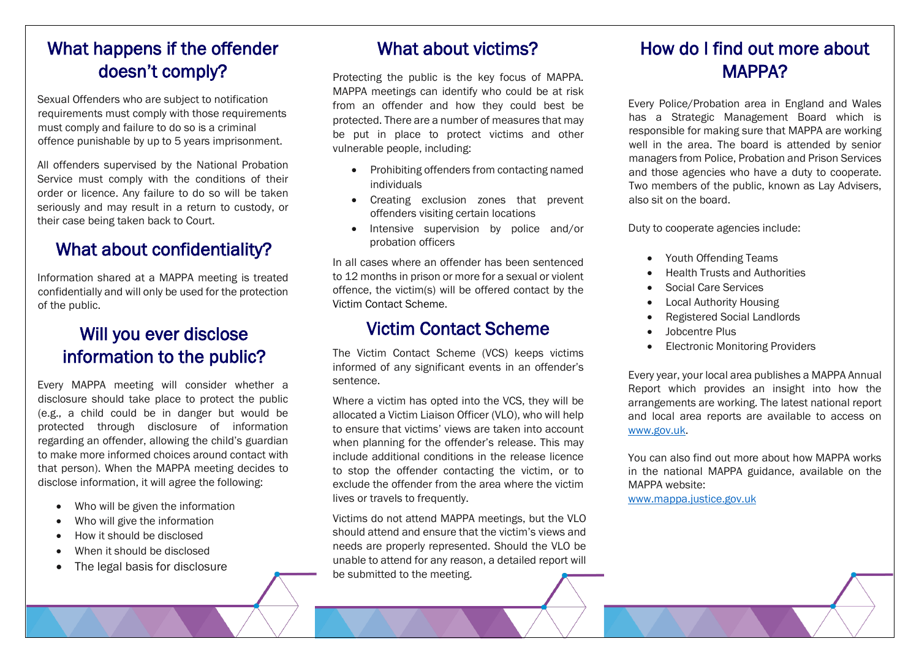## What happens if the offender doesn't comply?

Sexual Offenders who are subject to notification requirements must comply with those requirements must comply and failure to do so is a criminal offence punishable by up to 5 years imprisonment.

All offenders supervised by the National Probation Service must comply with the conditions of their order or licence. Any failure to do so will be taken seriously and may result in a return to custody, or their case being taken back to Court.

## What about confidentiality?

Information shared at a MAPPA meeting is treated confidentially and will only be used for the protection of the public.

## Will you ever disclose information to the public?

Every MAPPA meeting will consider whether a disclosure should take place to protect the public (e.g., a child could be in danger but would be protected through disclosure of information regarding an offender, allowing the child's guardian to make more informed choices around contact with that person). When the MAPPA meeting decides to disclose information, it will agree the following:

- Who will be given the information
- Who will give the information
- How it should be disclosed
- When it should be disclosed
- The legal basis for disclosure

## What about victims?

Protecting the public is the key focus of MAPPA. MAPPA meetings can identify who could be at risk from an offender and how they could best be protected. There are a number of measures that may be put in place to protect victims and other vulnerable people, including:

- Prohibiting offenders from contacting named individuals
- Creating exclusion zones that prevent offenders visiting certain locations
- Intensive supervision by police and/or probation officers

In all cases where an offender has been sentenced to 12 months in prison or more for a sexual or violent offence, the victim(s) will be offered contact by the Victim Contact Scheme.

## Victim Contact Scheme

The Victim Contact Scheme (VCS) keeps victims informed of any significant events in an offender's sentence.

Where a victim has opted into the VCS, they will be allocated a Victim Liaison Officer (VLO), who will help to ensure that victims' views are taken into account when planning for the offender's release. This may include additional conditions in the release licence to stop the offender contacting the victim, or to exclude the offender from the area where the victim lives or travels to frequently.

Victims do not attend MAPPA meetings, but the VLO should attend and ensure that the victim's views and needs are properly represented. Should the VLO be unable to attend for any reason, a detailed report will be submitted to the meeting.

## How do I find out more about MAPPA?

Every Police/Probation area in England and Wales has a Strategic Management Board which is responsible for making sure that MAPPA are working well in the area. The board is attended by senior managers from Police, Probation and Prison Services and those agencies who have a duty to cooperate. Two members of the public, known as Lay Advisers, also sit on the board.

Duty to cooperate agencies include:

- Youth Offending Teams
- Health Trusts and Authorities
- Social Care Services
- Local Authority Housing
- Registered Social Landlords
- Jobcentre Plus
- Electronic Monitoring Providers

Every year, your local area publishes a MAPPA Annual Report which provides an insight into how the arrangements are working. The latest national report and local area reports are available to access on www.gov.uk.

You can also find out more about how MAPPA works in the national MAPPA guidance, available on the MAPPA website:
www.mappa.justice.gov.uk